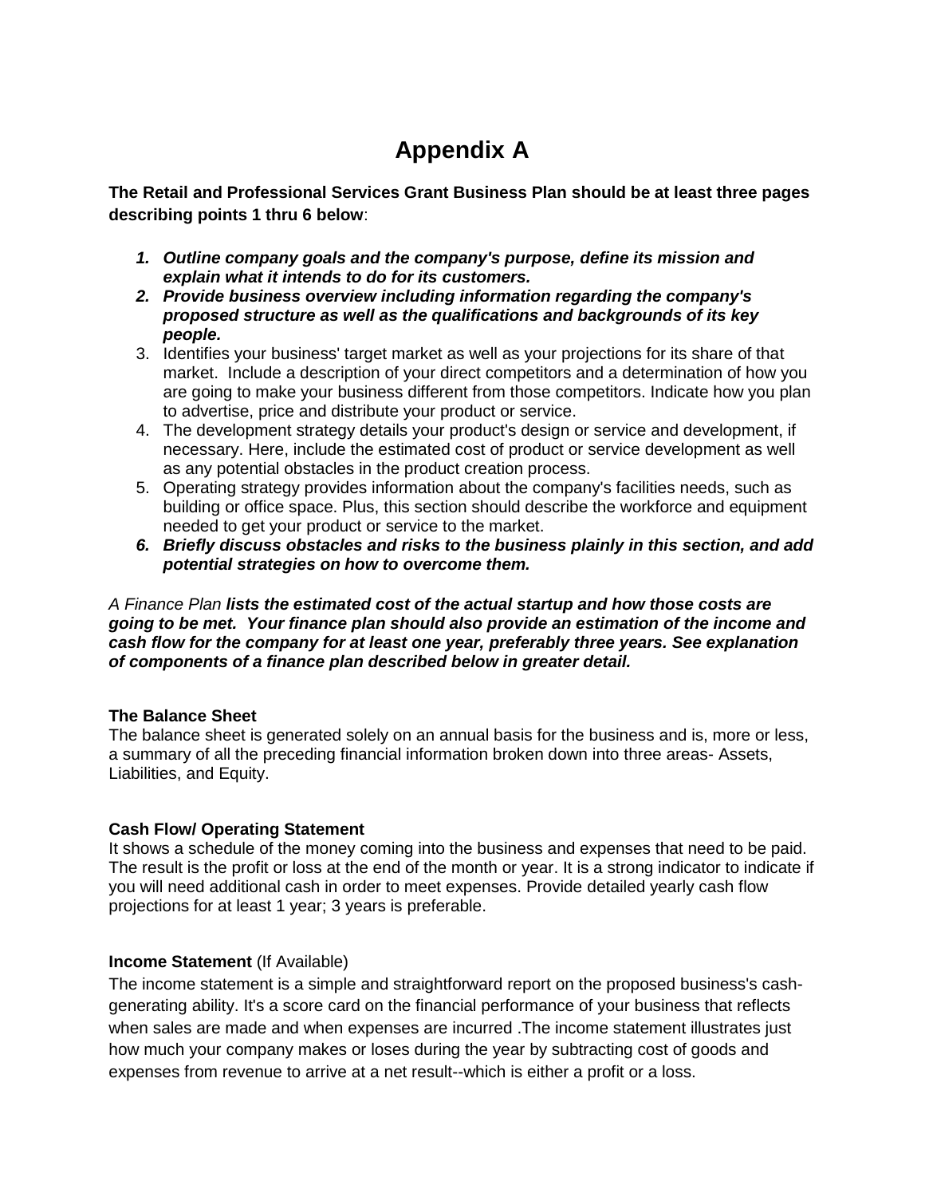# Appendix A

**The Retail and Professional Services Grant Business Plan should be at least three pages describing points 1 thru 6 below**:

1. ***Outline company goals and the company's purpose, define its mission and explain what it intends to do for its customers.***
2. ***Provide business overview including information regarding the company's proposed structure as well as the qualifications and backgrounds of its key people.***
3. Identifies your business' target market as well as your projections for its share of that market. Include a description of your direct competitors and a determination of how you are going to make your business different from those competitors. Indicate how you plan to advertise, price and distribute your product or service.
4. The development strategy details your product's design or service and development, if necessary. Here, include the estimated cost of product or service development as well as any potential obstacles in the product creation process.
5. Operating strategy provides information about the company's facilities needs, such as building or office space. Plus, this section should describe the workforce and equipment needed to get your product or service to the market.
6. ***Briefly discuss obstacles and risks to the business plainly in this section, and add potential strategies on how to overcome them.***

*A Finance Plan **lists the estimated cost of the actual startup and how those costs are going to be met. Your finance plan should also provide an estimation of the income and cash flow for the company for at least one year, preferably three years. See explanation of components of a finance plan described below in greater detail.***

**The Balance Sheet**
The balance sheet is generated solely on an annual basis for the business and is, more or less, a summary of all the preceding financial information broken down into three areas- Assets, Liabilities, and Equity.

**Cash Flow/ Operating Statement**
It shows a schedule of the money coming into the business and expenses that need to be paid. The result is the profit or loss at the end of the month or year. It is a strong indicator to indicate if you will need additional cash in order to meet expenses. Provide detailed yearly cash flow projections for at least 1 year; 3 years is preferable.

**Income Statement** (If Available)
The income statement is a simple and straightforward report on the proposed business's cash-generating ability. It's a score card on the financial performance of your business that reflects when sales are made and when expenses are incurred .The income statement illustrates just how much your company makes or loses during the year by subtracting cost of goods and expenses from revenue to arrive at a net result--which is either a profit or a loss.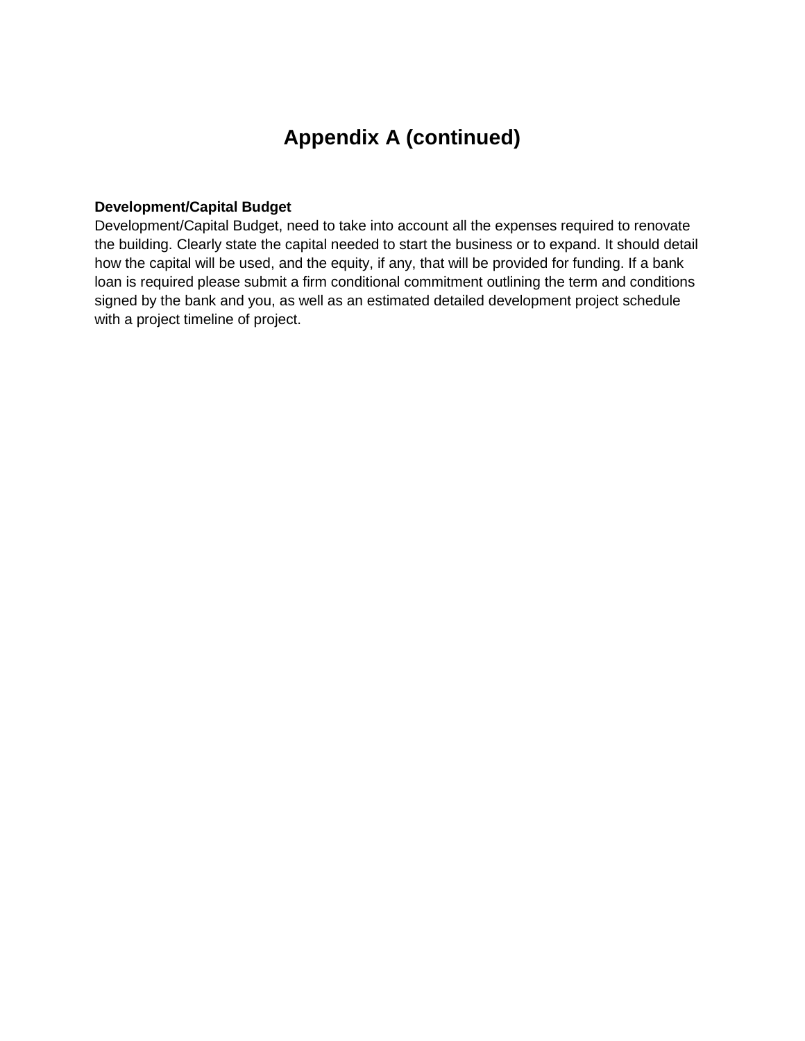# Appendix A (continued)

**Development/Capital Budget**
Development/Capital Budget, need to take into account all the expenses required to renovate the building. Clearly state the capital needed to start the business or to expand. It should detail how the capital will be used, and the equity, if any, that will be provided for funding. If a bank loan is required please submit a firm conditional commitment outlining the term and conditions signed by the bank and you, as well as an estimated detailed development project schedule with a project timeline of project.